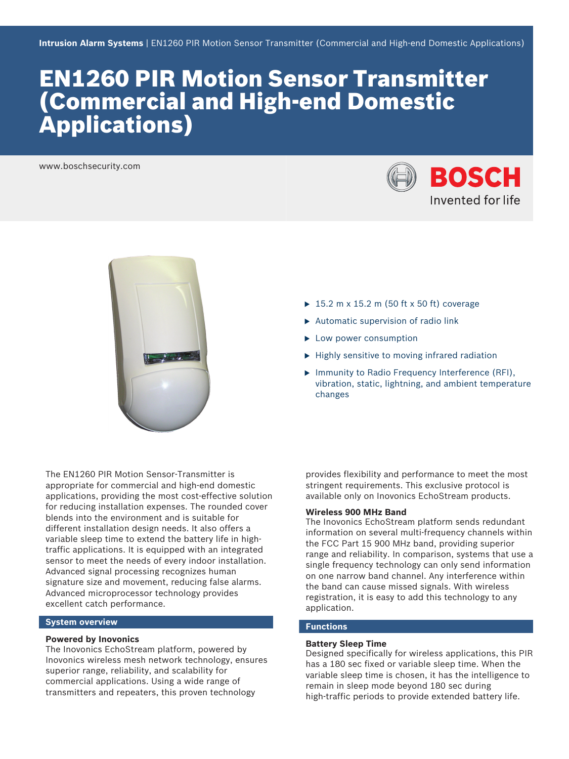Intrusion Alarm Systems | EN1260 PIR Motion Sensor Transmitter (Commercial and High-end Domestic Applications)

# EN1260 PIR Motion Sensor Transmitter (Commercial and High-end Domestic Applications)

www.boschsecurity.com

- 15.2 m x 15.2 m (50 ft x 50 ft) coverage
- Automatic supervision of radio link
- Low power consumption
- Highly sensitive to moving infrared radiation
- Immunity to Radio Frequency Interference (RFI), vibration, static, lightning, and ambient temperature changes

The EN1260 PIR Motion Sensor-Transmitter is appropriate for commercial and high-end domestic applications, providing the most cost-effective solution for reducing installation expenses. The rounded cover blends into the environment and is suitable for different installation design needs. It also offers a variable sleep time to extend the battery life in high-traffic applications. It is equipped with an integrated sensor to meet the needs of every indoor installation. Advanced signal processing recognizes human signature size and movement, reducing false alarms. Advanced microprocessor technology provides excellent catch performance.

## System overview

**Powered by Inovonics**
The Inovonics EchoStream platform, powered by Inovonics wireless mesh network technology, ensures superior range, reliability, and scalability for commercial applications. Using a wide range of transmitters and repeaters, this proven technology provides flexibility and performance to meet the most stringent requirements. This exclusive protocol is available only on Inovonics EchoStream products.

**Wireless 900 MHz Band**
The Inovonics EchoStream platform sends redundant information on several multi-frequency channels within the FCC Part 15 900 MHz band, providing superior range and reliability. In comparison, systems that use a single frequency technology can only send information on one narrow band channel. Any interference within the band can cause missed signals. With wireless registration, it is easy to add this technology to any application.

## Functions

**Battery Sleep Time**
Designed specifically for wireless applications, this PIR has a 180 sec fixed or variable sleep time. When the variable sleep time is chosen, it has the intelligence to remain in sleep mode beyond 180 sec during high-traffic periods to provide extended battery life.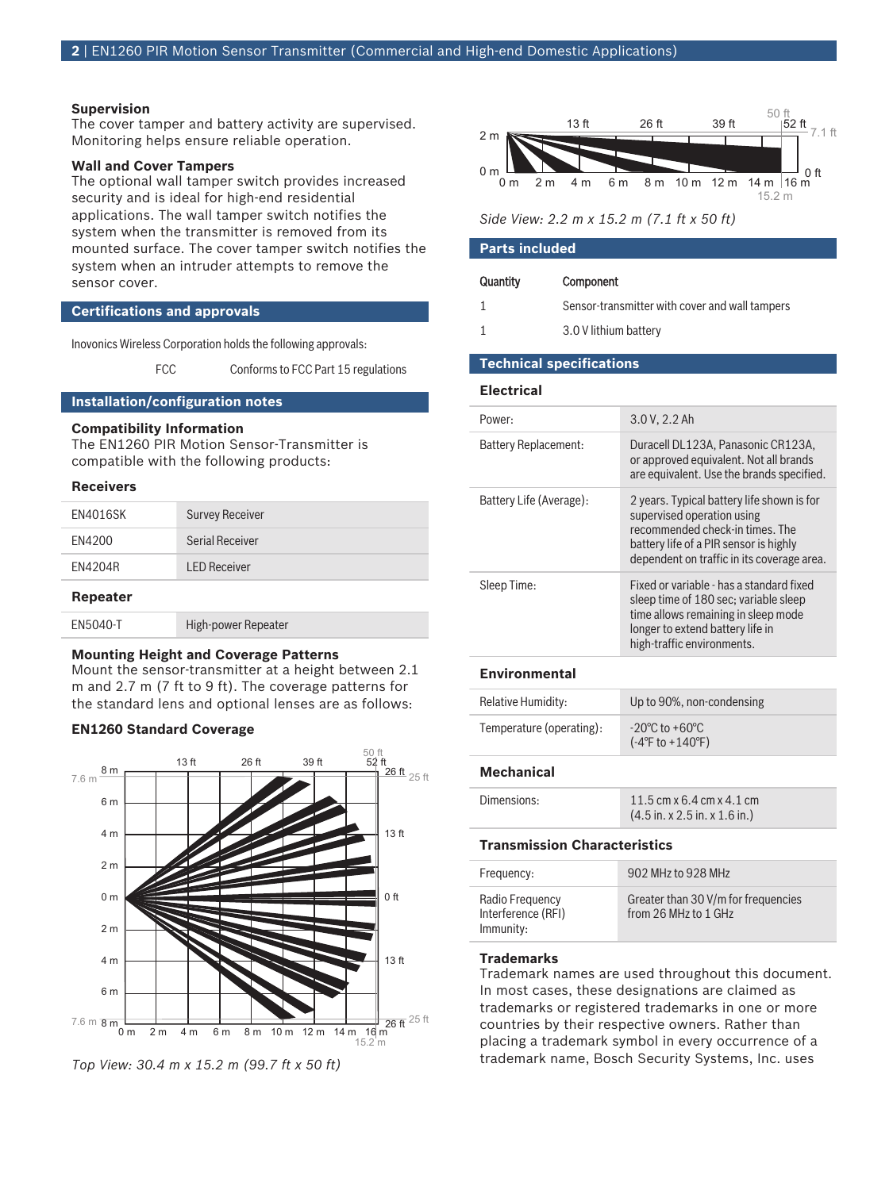### Supervision

The cover tamper and battery activity are supervised. Monitoring helps ensure reliable operation.

### Wall and Cover Tampers

The optional wall tamper switch provides increased security and is ideal for high-end residential applications. The wall tamper switch notifies the system when the transmitter is removed from its mounted surface. The cover tamper switch notifies the system when an intruder attempts to remove the sensor cover.

## Certifications and approvals

Inovonics Wireless Corporation holds the following approvals:

| | |
|---|---|
| FCC | Conforms to FCC Part 15 regulations |

## Installation/configuration notes

### Compatibility Information

The EN1260 PIR Motion Sensor-Transmitter is compatible with the following products:

### Receivers

| | |
|---|---|
| EN4016SK | Survey Receiver |
| EN4200 | Serial Receiver |
| EN4204R | LED Receiver |

### Repeater

| | |
|---|---|
| EN5040-T | High-power Repeater |

### Mounting Height and Coverage Patterns

Mount the sensor-transmitter at a height between 2.1 m and 2.7 m (7 ft to 9 ft). The coverage patterns for the standard lens and optional lenses are as follows:

### EN1260 Standard Coverage

*Top View: 30.4 m x 15.2 m (99.7 ft x 50 ft)*

*Side View: 2.2 m x 15.2 m (7.1 ft x 50 ft)*

## Parts included

| Quantity | Component |
|---|---|
| 1 | Sensor-transmitter with cover and wall tampers |
| 1 | 3.0 V lithium battery |

## Technical specifications

### Electrical

| | |
|---|---|
| Power: | 3.0 V, 2.2 Ah |
| Battery Replacement: | Duracell DL123A, Panasonic CR123A, or approved equivalent. Not all brands are equivalent. Use the brands specified. |
| Battery Life (Average): | 2 years. Typical battery life shown is for supervised operation using recommended check-in times. The battery life of a PIR sensor is highly dependent on traffic in its coverage area. |
| Sleep Time: | Fixed or variable - has a standard fixed sleep time of 180 sec; variable sleep time allows remaining in sleep mode longer to extend battery life in high-traffic environments. |

### Environmental

| | |
|---|---|
| Relative Humidity: | Up to 90%, non-condensing |
| Temperature (operating): | -20°C to +60°C (-4°F to +140°F) |

### Mechanical

| | |
|---|---|
| Dimensions: | 11.5 cm x 6.4 cm x 4.1 cm (4.5 in. x 2.5 in. x 1.6 in.) |

### Transmission Characteristics

| | |
|---|---|
| Frequency: | 902 MHz to 928 MHz |
| Radio Frequency Interference (RFI) Immunity: | Greater than 30 V/m for frequencies from 26 MHz to 1 GHz |

### Trademarks

Trademark names are used throughout this document. In most cases, these designations are claimed as trademarks or registered trademarks in one or more countries by their respective owners. Rather than placing a trademark symbol in every occurrence of a trademark name, Bosch Security Systems, Inc. uses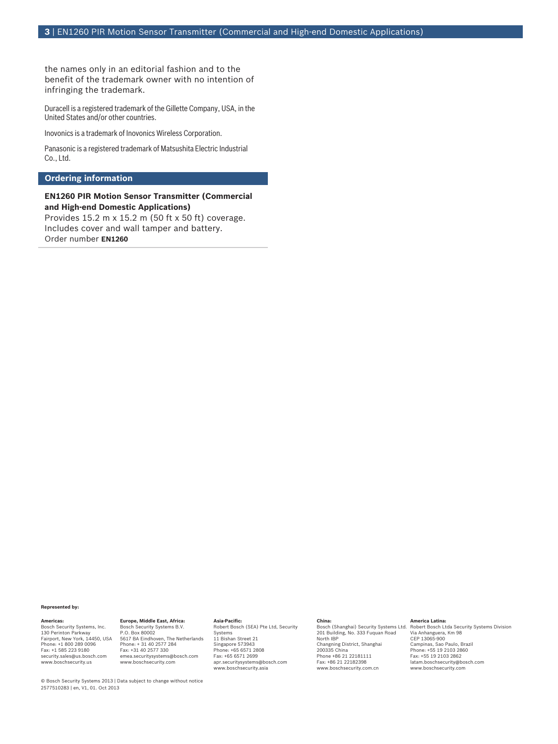the names only in an editorial fashion and to the benefit of the trademark owner with no intention of infringing the trademark.

Duracell is a registered trademark of the Gillette Company, USA, in the United States and/or other countries.

Inovonics is a trademark of Inovonics Wireless Corporation.

Panasonic is a registered trademark of Matsushita Electric Industrial Co., Ltd.

## Ordering information

**EN1260 PIR Motion Sensor Transmitter (Commercial and High-end Domestic Applications)**
Provides 15.2 m x 15.2 m (50 ft x 50 ft) coverage. Includes cover and wall tamper and battery.
Order number **EN1260**

**Represented by:**

**Americas:**
Bosch Security Systems, Inc.
130 Perinton Parkway
Fairport, New York, 14450, USA
Phone: +1 800 289 0096
Fax: +1 585 223 9180
security.sales@us.bosch.com
www.boschsecurity.us

**Europe, Middle East, Africa:**
Bosch Security Systems B.V.
P.O. Box 80002
5617 BA Eindhoven, The Netherlands
Phone: + 31 40 2577 284
Fax: +31 40 2577 330
emea.securitysystems@bosch.com
www.boschsecurity.com

**Asia-Pacific:**
Robert Bosch (SEA) Pte Ltd, Security Systems
11 Bishan Street 21
Singapore 573943
Phone: +65 6571 2808
Fax: +65 6571 2699
apr.securitysystems@bosch.com
www.boschsecurity.asia

**China:**
Bosch (Shanghai) Security Systems Ltd.
201 Building, No. 333 Fuquan Road
North IBP
Changning District, Shanghai
200335 China
Phone +86 21 22181111
Fax: +86 21 22182398
www.boschsecurity.com.cn

**America Latina:**
Robert Bosch Ltda Security Systems Division
Via Anhanguera, Km 98
CEP 13065-900
Campinas, Sao Paulo, Brazil
Phone: +55 19 2103 2860
Fax: +55 19 2103 2862
latam.boschsecurity@bosch.com
www.boschsecurity.com

© Bosch Security Systems 2013 | Data subject to change without notice
2577510283 | en, V1, 01. Oct 2013